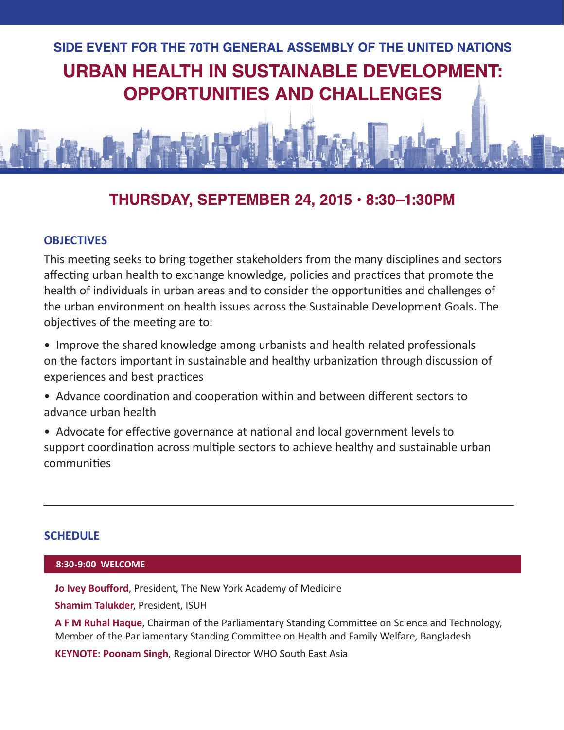### SIDE EVENT FOR THE 70TH GENERAL ASSEMBLY OF THE UNITED NATIONS

# URBAN HEALTH IN SUSTAINABLE DEVELOPMENT: OPPORTUNITIES AND CHALLENGES

## THURSDAY, SEPTEMBER 24, 2015 • 8:30–1:30PM

### OBJECTIVES

This meeting seeks to bring together stakeholders from the many disciplines and sectors affecting urban health to exchange knowledge, policies and practices that promote the health of individuals in urban areas and to consider the opportunities and challenges of the urban environment on health issues across the Sustainable Development Goals. The objectives of the meeting are to:

- Improve the shared knowledge among urbanists and health related professionals on the factors important in sustainable and healthy urbanization through discussion of experiences and best practices
- Advance coordination and cooperation within and between different sectors to advance urban health
- Advocate for effective governance at national and local government levels to support coordination across multiple sectors to achieve healthy and sustainable urban communities

---

### SCHEDULE

**8:30-9:00 WELCOME**

**Jo Ivey Boufford**, President, The New York Academy of Medicine

**Shamim Talukder**, President, ISUH

**A F M Ruhal Haque**, Chairman of the Parliamentary Standing Committee on Science and Technology, Member of the Parliamentary Standing Committee on Health and Family Welfare, Bangladesh

**KEYNOTE: Poonam Singh**, Regional Director WHO South East Asia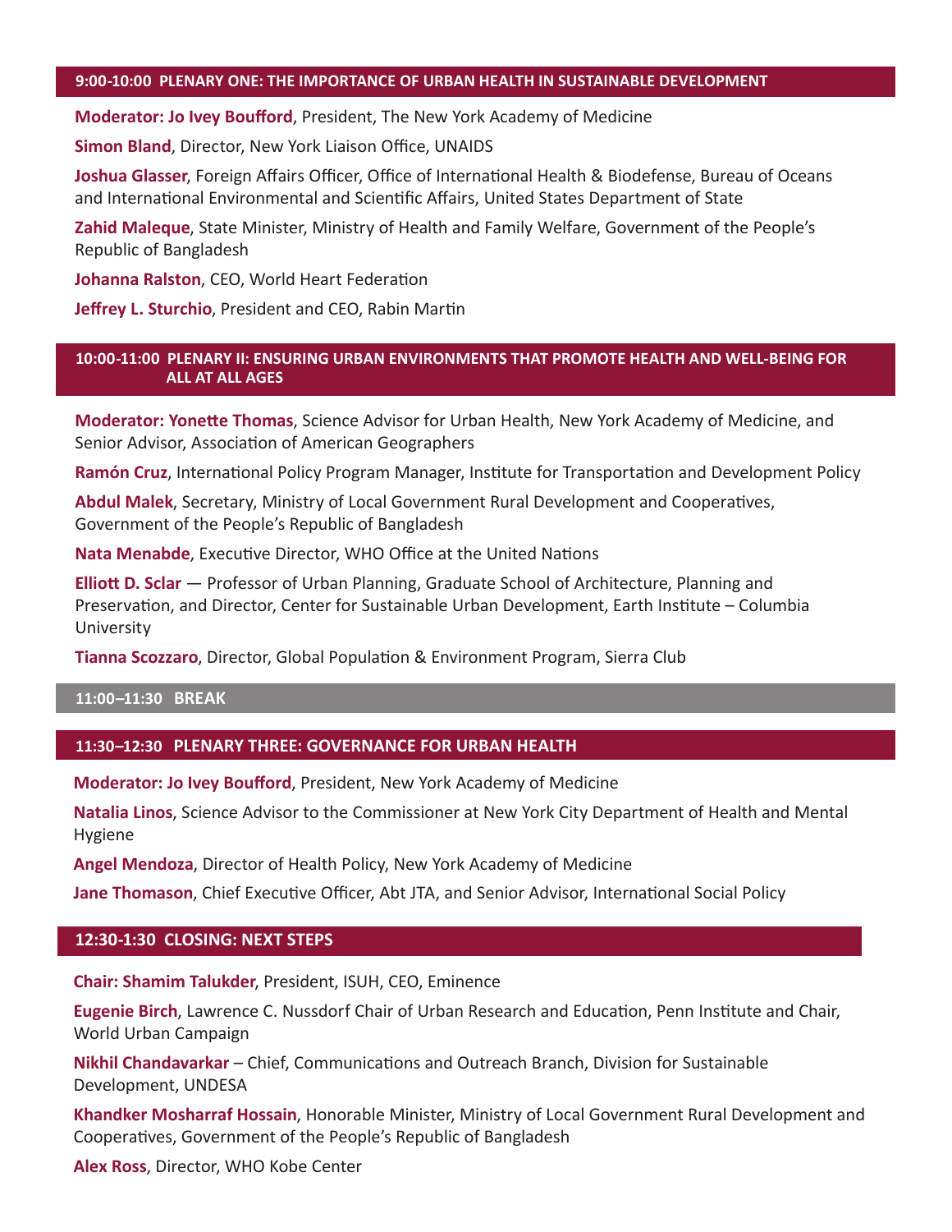## 9:00-10:00 PLENARY ONE: THE IMPORTANCE OF URBAN HEALTH IN SUSTAINABLE DEVELOPMENT

**Moderator: Jo Ivey Boufford**, President, The New York Academy of Medicine

**Simon Bland**, Director, New York Liaison Office, UNAIDS

**Joshua Glasser**, Foreign Affairs Officer, Office of International Health & Biodefense, Bureau of Oceans and International Environmental and Scientific Affairs, United States Department of State

**Zahid Maleque**, State Minister, Ministry of Health and Family Welfare, Government of the People's Republic of Bangladesh

**Johanna Ralston**, CEO, World Heart Federation

**Jeffrey L. Sturchio**, President and CEO, Rabin Martin

## 10:00-11:00 PLENARY II: ENSURING URBAN ENVIRONMENTS THAT PROMOTE HEALTH AND WELL-BEING FOR ALL AT ALL AGES

**Moderator: Yonette Thomas**, Science Advisor for Urban Health, New York Academy of Medicine, and Senior Advisor, Association of American Geographers

**Ramón Cruz**, International Policy Program Manager, Institute for Transportation and Development Policy

**Abdul Malek**, Secretary, Ministry of Local Government Rural Development and Cooperatives, Government of the People's Republic of Bangladesh

**Nata Menabde**, Executive Director, WHO Office at the United Nations

**Elliott D. Sclar** — Professor of Urban Planning, Graduate School of Architecture, Planning and Preservation, and Director, Center for Sustainable Urban Development, Earth Institute – Columbia University

**Tianna Scozzaro**, Director, Global Population & Environment Program, Sierra Club

## 11:00–11:30 BREAK

## 11:30–12:30 PLENARY THREE: GOVERNANCE FOR URBAN HEALTH

**Moderator: Jo Ivey Boufford**, President, New York Academy of Medicine

**Natalia Linos**, Science Advisor to the Commissioner at New York City Department of Health and Mental Hygiene

**Angel Mendoza**, Director of Health Policy, New York Academy of Medicine

**Jane Thomason**, Chief Executive Officer, Abt JTA, and Senior Advisor, International Social Policy

## 12:30-1:30 CLOSING: NEXT STEPS

**Chair: Shamim Talukder**, President, ISUH, CEO, Eminence

**Eugenie Birch**, Lawrence C. Nussdorf Chair of Urban Research and Education, Penn Institute and Chair, World Urban Campaign

**Nikhil Chandavarkar** – Chief, Communications and Outreach Branch, Division for Sustainable Development, UNDESA

**Khandker Mosharraf Hossain**, Honorable Minister, Ministry of Local Government Rural Development and Cooperatives, Government of the People's Republic of Bangladesh

**Alex Ross**, Director, WHO Kobe Center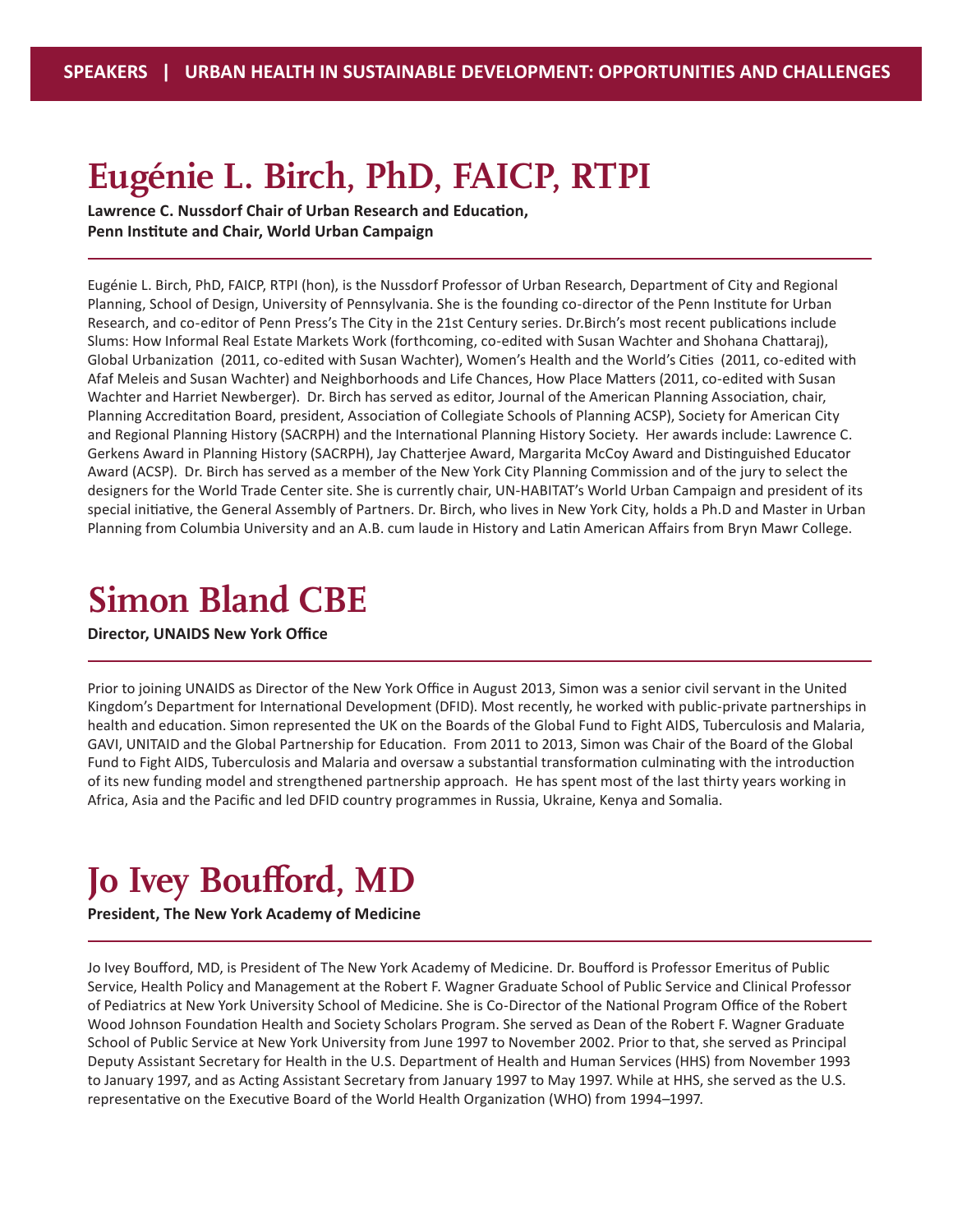## Eugénie L. Birch, PhD, FAICP, RTPI

**Lawrence C. Nussdorf Chair of Urban Research and Education, Penn Institute and Chair, World Urban Campaign**

Eugénie L. Birch, PhD, FAICP, RTPI (hon), is the Nussdorf Professor of Urban Research, Department of City and Regional Planning, School of Design, University of Pennsylvania. She is the founding co-director of the Penn Institute for Urban Research, and co-editor of Penn Press's The City in the 21st Century series. Dr.Birch's most recent publications include Slums: How Informal Real Estate Markets Work (forthcoming, co-edited with Susan Wachter and Shohana Chattaraj), Global Urbanization (2011, co-edited with Susan Wachter), Women's Health and the World's Cities (2011, co-edited with Afaf Meleis and Susan Wachter) and Neighborhoods and Life Chances, How Place Matters (2011, co-edited with Susan Wachter and Harriet Newberger). Dr. Birch has served as editor, Journal of the American Planning Association, chair, Planning Accreditation Board, president, Association of Collegiate Schools of Planning ACSP), Society for American City and Regional Planning History (SACRPH) and the International Planning History Society. Her awards include: Lawrence C. Gerkens Award in Planning History (SACRPH), Jay Chatterjee Award, Margarita McCoy Award and Distinguished Educator Award (ACSP). Dr. Birch has served as a member of the New York City Planning Commission and of the jury to select the designers for the World Trade Center site. She is currently chair, UN-HABITAT's World Urban Campaign and president of its special initiative, the General Assembly of Partners. Dr. Birch, who lives in New York City, holds a Ph.D and Master in Urban Planning from Columbia University and an A.B. cum laude in History and Latin American Affairs from Bryn Mawr College.

## Simon Bland CBE

**Director, UNAIDS New York Office**

Prior to joining UNAIDS as Director of the New York Office in August 2013, Simon was a senior civil servant in the United Kingdom's Department for International Development (DFID). Most recently, he worked with public-private partnerships in health and education. Simon represented the UK on the Boards of the Global Fund to Fight AIDS, Tuberculosis and Malaria, GAVI, UNITAID and the Global Partnership for Education. From 2011 to 2013, Simon was Chair of the Board of the Global Fund to Fight AIDS, Tuberculosis and Malaria and oversaw a substantial transformation culminating with the introduction of its new funding model and strengthened partnership approach. He has spent most of the last thirty years working in Africa, Asia and the Pacific and led DFID country programmes in Russia, Ukraine, Kenya and Somalia.

## Jo Ivey Boufford, MD

**President, The New York Academy of Medicine**

Jo Ivey Boufford, MD, is President of The New York Academy of Medicine. Dr. Boufford is Professor Emeritus of Public Service, Health Policy and Management at the Robert F. Wagner Graduate School of Public Service and Clinical Professor of Pediatrics at New York University School of Medicine. She is Co-Director of the National Program Office of the Robert Wood Johnson Foundation Health and Society Scholars Program. She served as Dean of the Robert F. Wagner Graduate School of Public Service at New York University from June 1997 to November 2002. Prior to that, she served as Principal Deputy Assistant Secretary for Health in the U.S. Department of Health and Human Services (HHS) from November 1993 to January 1997, and as Acting Assistant Secretary from January 1997 to May 1997. While at HHS, she served as the U.S. representative on the Executive Board of the World Health Organization (WHO) from 1994–1997.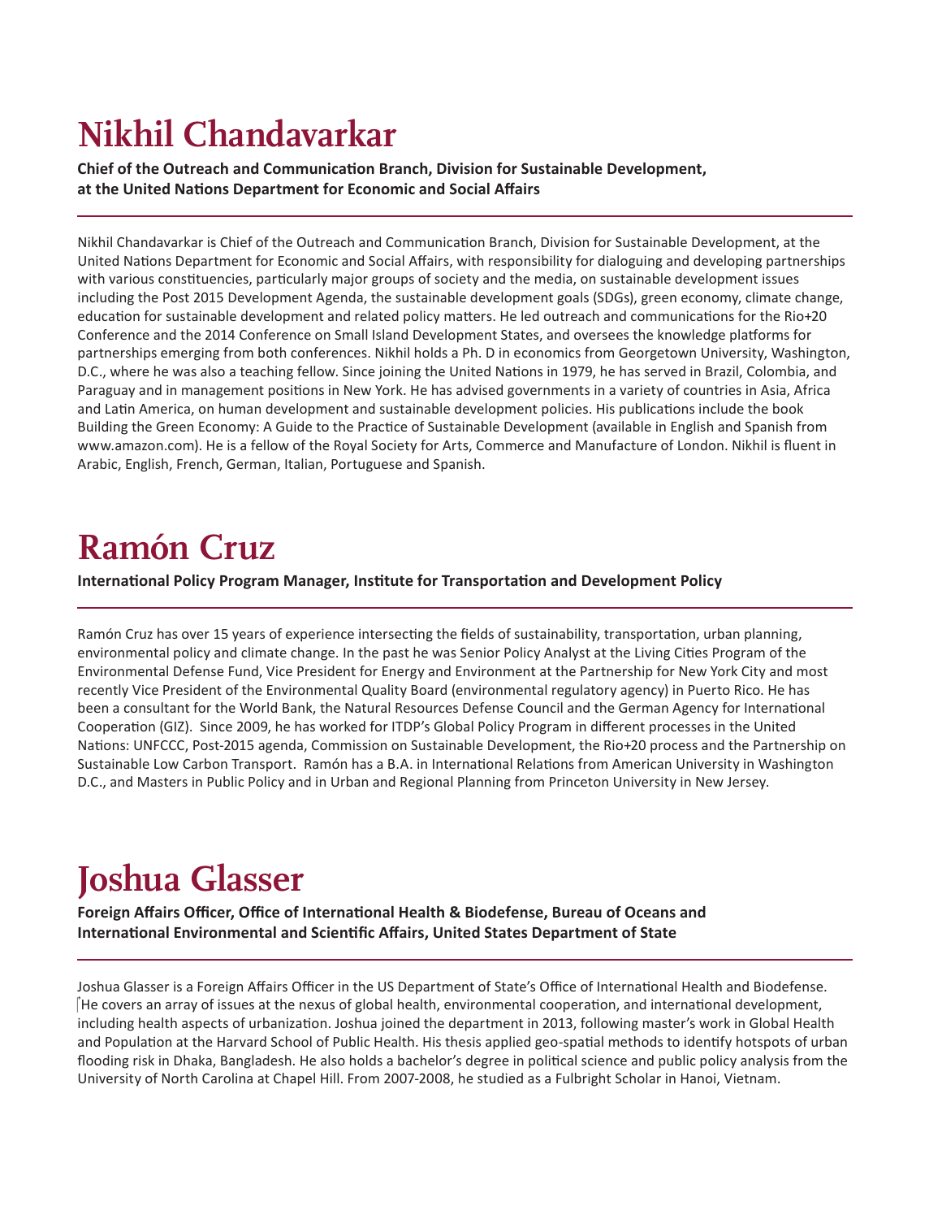# Nikhil Chandavarkar

**Chief of the Outreach and Communication Branch, Division for Sustainable Development, at the United Nations Department for Economic and Social Affairs**

Nikhil Chandavarkar is Chief of the Outreach and Communication Branch, Division for Sustainable Development, at the United Nations Department for Economic and Social Affairs, with responsibility for dialoguing and developing partnerships with various constituencies, particularly major groups of society and the media, on sustainable development issues including the Post 2015 Development Agenda, the sustainable development goals (SDGs), green economy, climate change, education for sustainable development and related policy matters. He led outreach and communications for the Rio+20 Conference and the 2014 Conference on Small Island Development States, and oversees the knowledge platforms for partnerships emerging from both conferences. Nikhil holds a Ph. D in economics from Georgetown University, Washington, D.C., where he was also a teaching fellow. Since joining the United Nations in 1979, he has served in Brazil, Colombia, and Paraguay and in management positions in New York. He has advised governments in a variety of countries in Asia, Africa and Latin America, on human development and sustainable development policies. His publications include the book Building the Green Economy: A Guide to the Practice of Sustainable Development (available in English and Spanish from www.amazon.com). He is a fellow of the Royal Society for Arts, Commerce and Manufacture of London. Nikhil is fluent in Arabic, English, French, German, Italian, Portuguese and Spanish.

# Ramón Cruz

**International Policy Program Manager, Institute for Transportation and Development Policy**

Ramón Cruz has over 15 years of experience intersecting the fields of sustainability, transportation, urban planning, environmental policy and climate change. In the past he was Senior Policy Analyst at the Living Cities Program of the Environmental Defense Fund, Vice President for Energy and Environment at the Partnership for New York City and most recently Vice President of the Environmental Quality Board (environmental regulatory agency) in Puerto Rico. He has been a consultant for the World Bank, the Natural Resources Defense Council and the German Agency for International Cooperation (GIZ). Since 2009, he has worked for ITDP's Global Policy Program in different processes in the United Nations: UNFCCC, Post-2015 agenda, Commission on Sustainable Development, the Rio+20 process and the Partnership on Sustainable Low Carbon Transport. Ramón has a B.A. in International Relations from American University in Washington D.C., and Masters in Public Policy and in Urban and Regional Planning from Princeton University in New Jersey.

# Joshua Glasser

**Foreign Affairs Officer, Office of International Health & Biodefense, Bureau of Oceans and International Environmental and Scientific Affairs, United States Department of State**

Joshua Glasser is a Foreign Affairs Officer in the US Department of State's Office of International Health and Biodefense. He covers an array of issues at the nexus of global health, environmental cooperation, and international development, including health aspects of urbanization. Joshua joined the department in 2013, following master's work in Global Health and Population at the Harvard School of Public Health. His thesis applied geo-spatial methods to identify hotspots of urban flooding risk in Dhaka, Bangladesh. He also holds a bachelor's degree in political science and public policy analysis from the University of North Carolina at Chapel Hill. From 2007-2008, he studied as a Fulbright Scholar in Hanoi, Vietnam.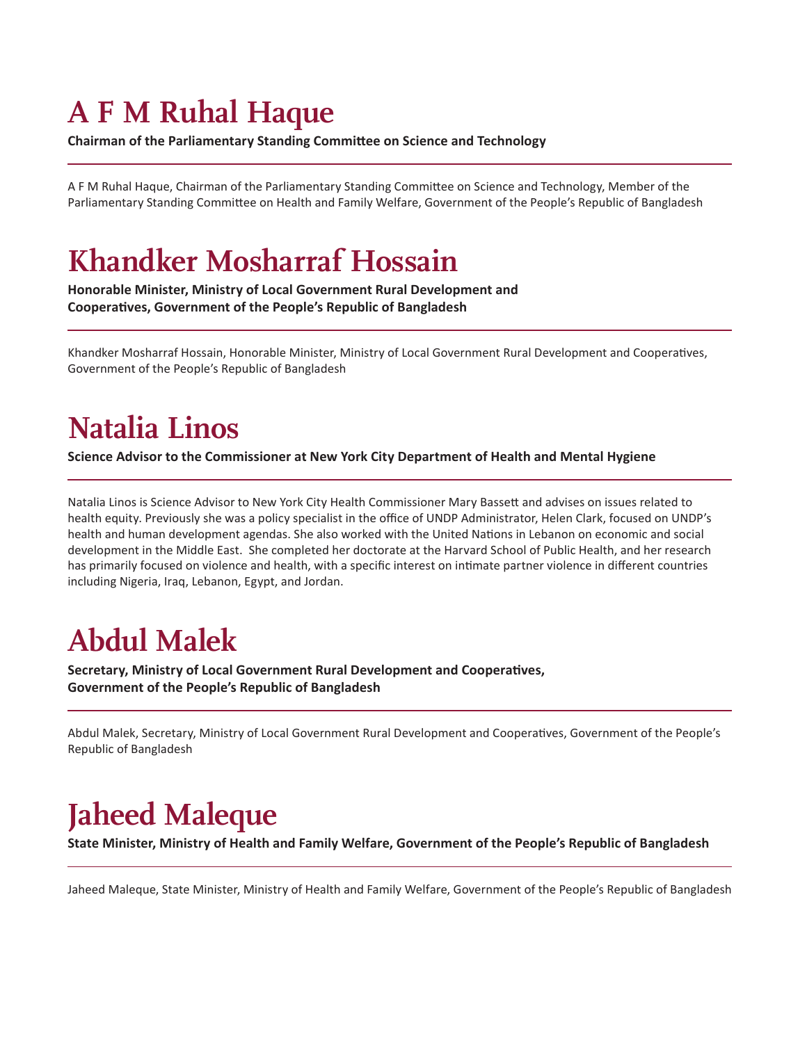# A F M Ruhal Haque

**Chairman of the Parliamentary Standing Committee on Science and Technology**

---

A F M Ruhal Haque, Chairman of the Parliamentary Standing Committee on Science and Technology, Member of the Parliamentary Standing Committee on Health and Family Welfare, Government of the People's Republic of Bangladesh

# Khandker Mosharraf Hossain

**Honorable Minister, Ministry of Local Government Rural Development and Cooperatives, Government of the People's Republic of Bangladesh**

---

Khandker Mosharraf Hossain, Honorable Minister, Ministry of Local Government Rural Development and Cooperatives, Government of the People's Republic of Bangladesh

# Natalia Linos

**Science Advisor to the Commissioner at New York City Department of Health and Mental Hygiene**

---

Natalia Linos is Science Advisor to New York City Health Commissioner Mary Bassett and advises on issues related to health equity. Previously she was a policy specialist in the office of UNDP Administrator, Helen Clark, focused on UNDP's health and human development agendas. She also worked with the United Nations in Lebanon on economic and social development in the Middle East. She completed her doctorate at the Harvard School of Public Health, and her research has primarily focused on violence and health, with a specific interest on intimate partner violence in different countries including Nigeria, Iraq, Lebanon, Egypt, and Jordan.

# Abdul Malek

**Secretary, Ministry of Local Government Rural Development and Cooperatives, Government of the People's Republic of Bangladesh**

---

Abdul Malek, Secretary, Ministry of Local Government Rural Development and Cooperatives, Government of the People's Republic of Bangladesh

# Jaheed Maleque

**State Minister, Ministry of Health and Family Welfare, Government of the People's Republic of Bangladesh**

---

Jaheed Maleque, State Minister, Ministry of Health and Family Welfare, Government of the People's Republic of Bangladesh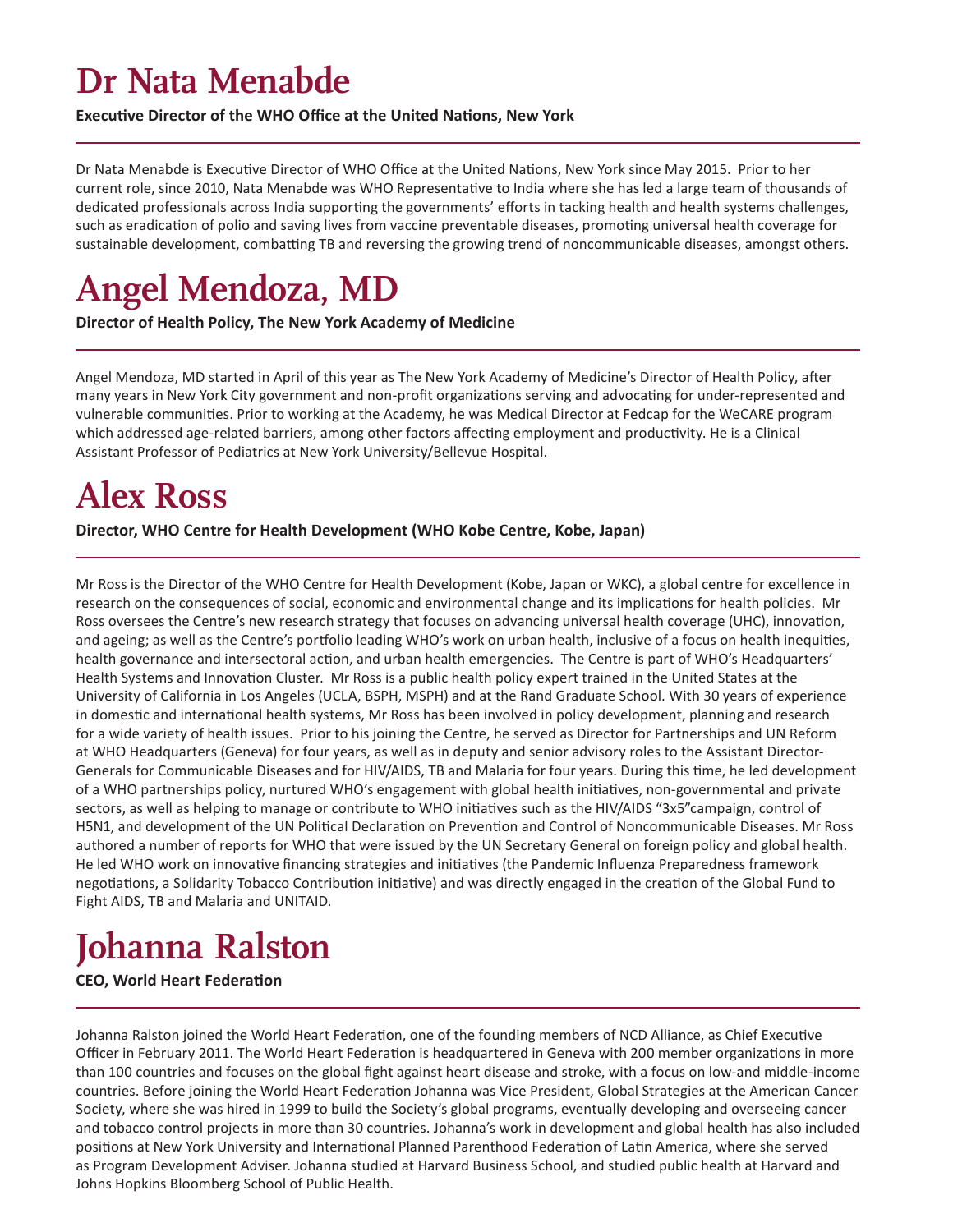# Dr Nata Menabde

**Executive Director of the WHO Office at the United Nations, New York**

Dr Nata Menabde is Executive Director of WHO Office at the United Nations, New York since May 2015. Prior to her current role, since 2010, Nata Menabde was WHO Representative to India where she has led a large team of thousands of dedicated professionals across India supporting the governments' efforts in tacking health and health systems challenges, such as eradication of polio and saving lives from vaccine preventable diseases, promoting universal health coverage for sustainable development, combatting TB and reversing the growing trend of noncommunicable diseases, amongst others.

# Angel Mendoza, MD

**Director of Health Policy, The New York Academy of Medicine**

Angel Mendoza, MD started in April of this year as The New York Academy of Medicine's Director of Health Policy, after many years in New York City government and non-profit organizations serving and advocating for under-represented and vulnerable communities. Prior to working at the Academy, he was Medical Director at Fedcap for the WeCARE program which addressed age-related barriers, among other factors affecting employment and productivity. He is a Clinical Assistant Professor of Pediatrics at New York University/Bellevue Hospital.

# Alex Ross

**Director, WHO Centre for Health Development (WHO Kobe Centre, Kobe, Japan)**

Mr Ross is the Director of the WHO Centre for Health Development (Kobe, Japan or WKC), a global centre for excellence in research on the consequences of social, economic and environmental change and its implications for health policies. Mr Ross oversees the Centre's new research strategy that focuses on advancing universal health coverage (UHC), innovation, and ageing; as well as the Centre's portfolio leading WHO's work on urban health, inclusive of a focus on health inequities, health governance and intersectoral action, and urban health emergencies. The Centre is part of WHO's Headquarters' Health Systems and Innovation Cluster. Mr Ross is a public health policy expert trained in the United States at the University of California in Los Angeles (UCLA, BSPH, MSPH) and at the Rand Graduate School. With 30 years of experience in domestic and international health systems, Mr Ross has been involved in policy development, planning and research for a wide variety of health issues. Prior to his joining the Centre, he served as Director for Partnerships and UN Reform at WHO Headquarters (Geneva) for four years, as well as in deputy and senior advisory roles to the Assistant Director-Generals for Communicable Diseases and for HIV/AIDS, TB and Malaria for four years. During this time, he led development of a WHO partnerships policy, nurtured WHO's engagement with global health initiatives, non-governmental and private sectors, as well as helping to manage or contribute to WHO initiatives such as the HIV/AIDS "3x5"campaign, control of H5N1, and development of the UN Political Declaration on Prevention and Control of Noncommunicable Diseases. Mr Ross authored a number of reports for WHO that were issued by the UN Secretary General on foreign policy and global health. He led WHO work on innovative financing strategies and initiatives (the Pandemic Influenza Preparedness framework negotiations, a Solidarity Tobacco Contribution initiative) and was directly engaged in the creation of the Global Fund to Fight AIDS, TB and Malaria and UNITAID.

# Johanna Ralston

**CEO, World Heart Federation**

Johanna Ralston joined the World Heart Federation, one of the founding members of NCD Alliance, as Chief Executive Officer in February 2011. The World Heart Federation is headquartered in Geneva with 200 member organizations in more than 100 countries and focuses on the global fight against heart disease and stroke, with a focus on low-and middle-income countries. Before joining the World Heart Federation Johanna was Vice President, Global Strategies at the American Cancer Society, where she was hired in 1999 to build the Society's global programs, eventually developing and overseeing cancer and tobacco control projects in more than 30 countries. Johanna's work in development and global health has also included positions at New York University and International Planned Parenthood Federation of Latin America, where she served as Program Development Adviser. Johanna studied at Harvard Business School, and studied public health at Harvard and Johns Hopkins Bloomberg School of Public Health.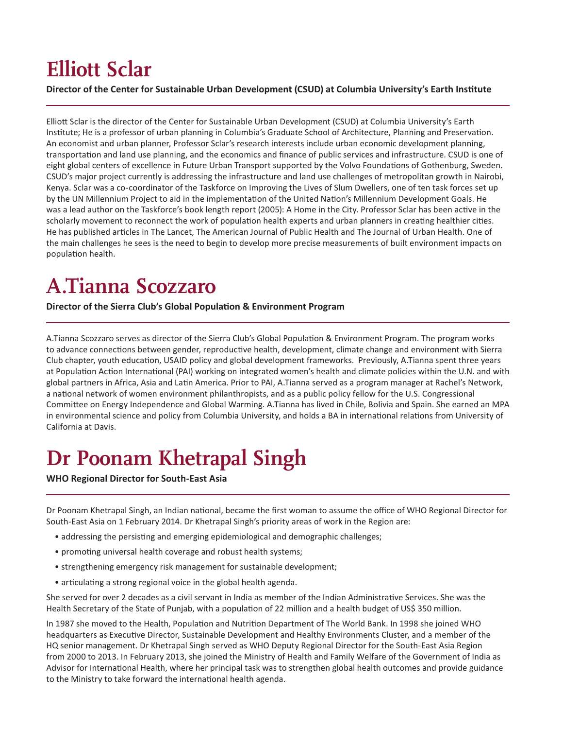# Elliott Sclar

**Director of the Center for Sustainable Urban Development (CSUD) at Columbia University's Earth Institute**

Elliott Sclar is the director of the Center for Sustainable Urban Development (CSUD) at Columbia University's Earth Institute; He is a professor of urban planning in Columbia's Graduate School of Architecture, Planning and Preservation. An economist and urban planner, Professor Sclar's research interests include urban economic development planning, transportation and land use planning, and the economics and finance of public services and infrastructure. CSUD is one of eight global centers of excellence in Future Urban Transport supported by the Volvo Foundations of Gothenburg, Sweden. CSUD's major project currently is addressing the infrastructure and land use challenges of metropolitan growth in Nairobi, Kenya. Sclar was a co-coordinator of the Taskforce on Improving the Lives of Slum Dwellers, one of ten task forces set up by the UN Millennium Project to aid in the implementation of the United Nation's Millennium Development Goals. He was a lead author on the Taskforce's book length report (2005): A Home in the City. Professor Sclar has been active in the scholarly movement to reconnect the work of population health experts and urban planners in creating healthier cities. He has published articles in The Lancet, The American Journal of Public Health and The Journal of Urban Health. One of the main challenges he sees is the need to begin to develop more precise measurements of built environment impacts on population health.

# A.Tianna Scozzaro

**Director of the Sierra Club's Global Population & Environment Program**

A.Tianna Scozzaro serves as director of the Sierra Club's Global Population & Environment Program. The program works to advance connections between gender, reproductive health, development, climate change and environment with Sierra Club chapter, youth education, USAID policy and global development frameworks. Previously, A.Tianna spent three years at Population Action International (PAI) working on integrated women's health and climate policies within the U.N. and with global partners in Africa, Asia and Latin America. Prior to PAI, A.Tianna served as a program manager at Rachel's Network, a national network of women environment philanthropists, and as a public policy fellow for the U.S. Congressional Committee on Energy Independence and Global Warming. A.Tianna has lived in Chile, Bolivia and Spain. She earned an MPA in environmental science and policy from Columbia University, and holds a BA in international relations from University of California at Davis.

# Dr Poonam Khetrapal Singh

**WHO Regional Director for South-East Asia**

Dr Poonam Khetrapal Singh, an Indian national, became the first woman to assume the office of WHO Regional Director for South-East Asia on 1 February 2014. Dr Khetrapal Singh's priority areas of work in the Region are:

- addressing the persisting and emerging epidemiological and demographic challenges;
- promoting universal health coverage and robust health systems;
- strengthening emergency risk management for sustainable development;
- articulating a strong regional voice in the global health agenda.

She served for over 2 decades as a civil servant in India as member of the Indian Administrative Services. She was the Health Secretary of the State of Punjab, with a population of 22 million and a health budget of US$ 350 million.

In 1987 she moved to the Health, Population and Nutrition Department of The World Bank. In 1998 she joined WHO headquarters as Executive Director, Sustainable Development and Healthy Environments Cluster, and a member of the HQ senior management. Dr Khetrapal Singh served as WHO Deputy Regional Director for the South-East Asia Region from 2000 to 2013. In February 2013, she joined the Ministry of Health and Family Welfare of the Government of India as Advisor for International Health, where her principal task was to strengthen global health outcomes and provide guidance to the Ministry to take forward the international health agenda.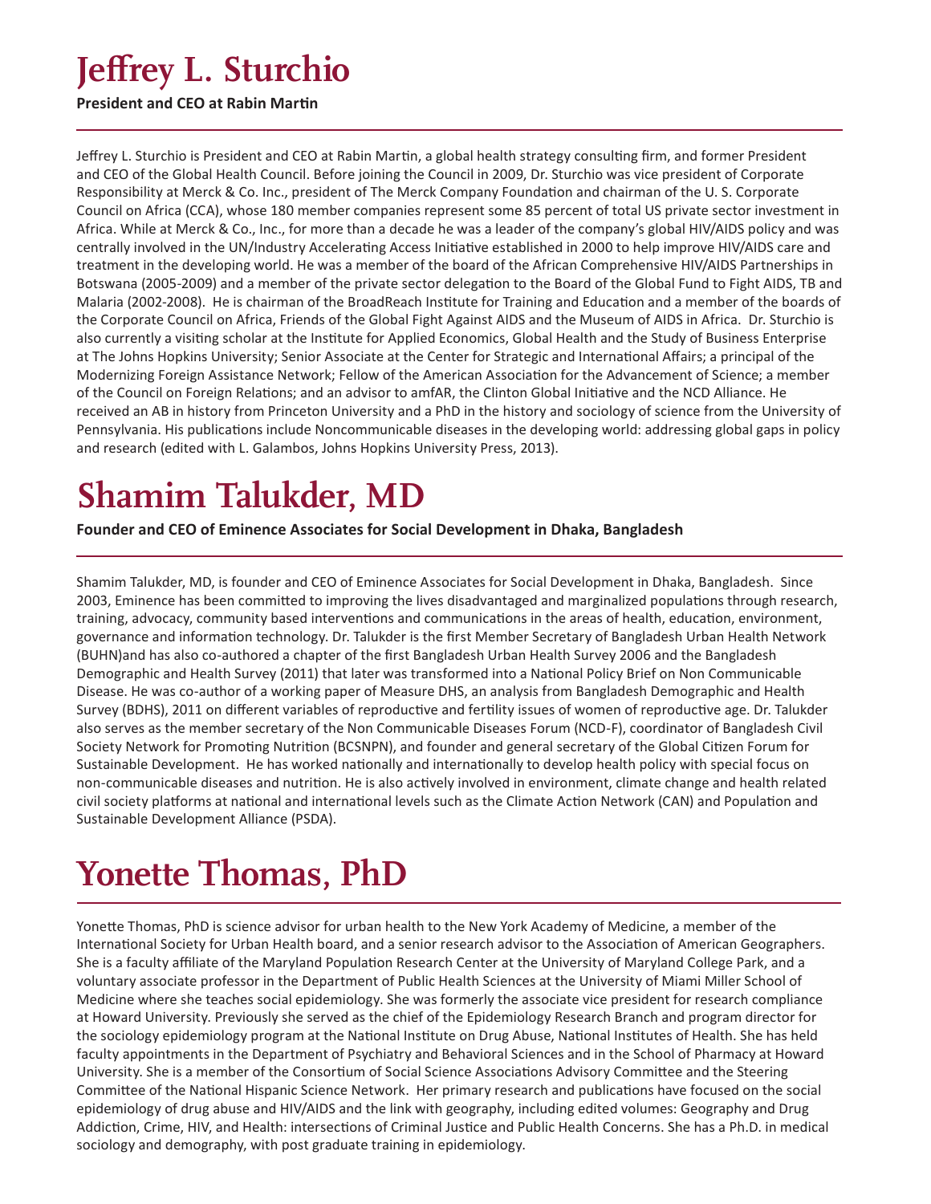# Jeffrey L. Sturchio

**President and CEO at Rabin Martin**

Jeffrey L. Sturchio is President and CEO at Rabin Martin, a global health strategy consulting firm, and former President and CEO of the Global Health Council. Before joining the Council in 2009, Dr. Sturchio was vice president of Corporate Responsibility at Merck & Co. Inc., president of The Merck Company Foundation and chairman of the U. S. Corporate Council on Africa (CCA), whose 180 member companies represent some 85 percent of total US private sector investment in Africa. While at Merck & Co., Inc., for more than a decade he was a leader of the company's global HIV/AIDS policy and was centrally involved in the UN/Industry Accelerating Access Initiative established in 2000 to help improve HIV/AIDS care and treatment in the developing world. He was a member of the board of the African Comprehensive HIV/AIDS Partnerships in Botswana (2005-2009) and a member of the private sector delegation to the Board of the Global Fund to Fight AIDS, TB and Malaria (2002-2008). He is chairman of the BroadReach Institute for Training and Education and a member of the boards of the Corporate Council on Africa, Friends of the Global Fight Against AIDS and the Museum of AIDS in Africa. Dr. Sturchio is also currently a visiting scholar at the Institute for Applied Economics, Global Health and the Study of Business Enterprise at The Johns Hopkins University; Senior Associate at the Center for Strategic and International Affairs; a principal of the Modernizing Foreign Assistance Network; Fellow of the American Association for the Advancement of Science; a member of the Council on Foreign Relations; and an advisor to amfAR, the Clinton Global Initiative and the NCD Alliance. He received an AB in history from Princeton University and a PhD in the history and sociology of science from the University of Pennsylvania. His publications include Noncommunicable diseases in the developing world: addressing global gaps in policy and research (edited with L. Galambos, Johns Hopkins University Press, 2013).

# Shamim Talukder, MD

**Founder and CEO of Eminence Associates for Social Development in Dhaka, Bangladesh**

Shamim Talukder, MD, is founder and CEO of Eminence Associates for Social Development in Dhaka, Bangladesh. Since 2003, Eminence has been committed to improving the lives disadvantaged and marginalized populations through research, training, advocacy, community based interventions and communications in the areas of health, education, environment, governance and information technology. Dr. Talukder is the first Member Secretary of Bangladesh Urban Health Network (BUHN)and has also co-authored a chapter of the first Bangladesh Urban Health Survey 2006 and the Bangladesh Demographic and Health Survey (2011) that later was transformed into a National Policy Brief on Non Communicable Disease. He was co-author of a working paper of Measure DHS, an analysis from Bangladesh Demographic and Health Survey (BDHS), 2011 on different variables of reproductive and fertility issues of women of reproductive age. Dr. Talukder also serves as the member secretary of the Non Communicable Diseases Forum (NCD-F), coordinator of Bangladesh Civil Society Network for Promoting Nutrition (BCSNPN), and founder and general secretary of the Global Citizen Forum for Sustainable Development. He has worked nationally and internationally to develop health policy with special focus on non-communicable diseases and nutrition. He is also actively involved in environment, climate change and health related civil society platforms at national and international levels such as the Climate Action Network (CAN) and Population and Sustainable Development Alliance (PSDA).

# Yonette Thomas, PhD

Yonette Thomas, PhD is science advisor for urban health to the New York Academy of Medicine, a member of the International Society for Urban Health board, and a senior research advisor to the Association of American Geographers. She is a faculty affiliate of the Maryland Population Research Center at the University of Maryland College Park, and a voluntary associate professor in the Department of Public Health Sciences at the University of Miami Miller School of Medicine where she teaches social epidemiology. She was formerly the associate vice president for research compliance at Howard University. Previously she served as the chief of the Epidemiology Research Branch and program director for the sociology epidemiology program at the National Institute on Drug Abuse, National Institutes of Health. She has held faculty appointments in the Department of Psychiatry and Behavioral Sciences and in the School of Pharmacy at Howard University. She is a member of the Consortium of Social Science Associations Advisory Committee and the Steering Committee of the National Hispanic Science Network. Her primary research and publications have focused on the social epidemiology of drug abuse and HIV/AIDS and the link with geography, including edited volumes: Geography and Drug Addiction, Crime, HIV, and Health: intersections of Criminal Justice and Public Health Concerns. She has a Ph.D. in medical sociology and demography, with post graduate training in epidemiology.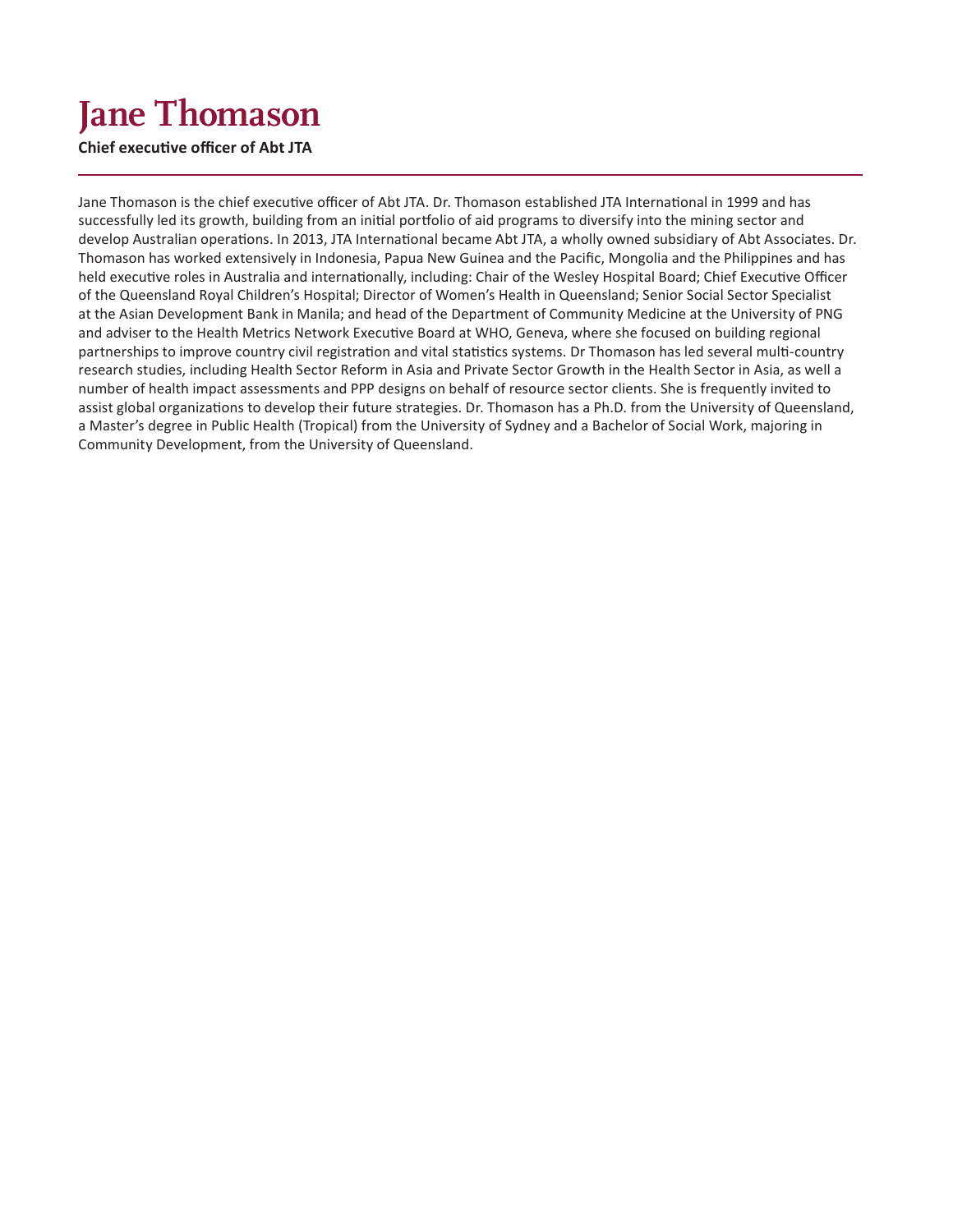# Jane Thomason

**Chief executive officer of Abt JTA**

---

Jane Thomason is the chief executive officer of Abt JTA. Dr. Thomason established JTA International in 1999 and has successfully led its growth, building from an initial portfolio of aid programs to diversify into the mining sector and develop Australian operations. In 2013, JTA International became Abt JTA, a wholly owned subsidiary of Abt Associates. Dr. Thomason has worked extensively in Indonesia, Papua New Guinea and the Pacific, Mongolia and the Philippines and has held executive roles in Australia and internationally, including: Chair of the Wesley Hospital Board; Chief Executive Officer of the Queensland Royal Children's Hospital; Director of Women's Health in Queensland; Senior Social Sector Specialist at the Asian Development Bank in Manila; and head of the Department of Community Medicine at the University of PNG and adviser to the Health Metrics Network Executive Board at WHO, Geneva, where she focused on building regional partnerships to improve country civil registration and vital statistics systems. Dr Thomason has led several multi-country research studies, including Health Sector Reform in Asia and Private Sector Growth in the Health Sector in Asia, as well a number of health impact assessments and PPP designs on behalf of resource sector clients. She is frequently invited to assist global organizations to develop their future strategies. Dr. Thomason has a Ph.D. from the University of Queensland, a Master's degree in Public Health (Tropical) from the University of Sydney and a Bachelor of Social Work, majoring in Community Development, from the University of Queensland.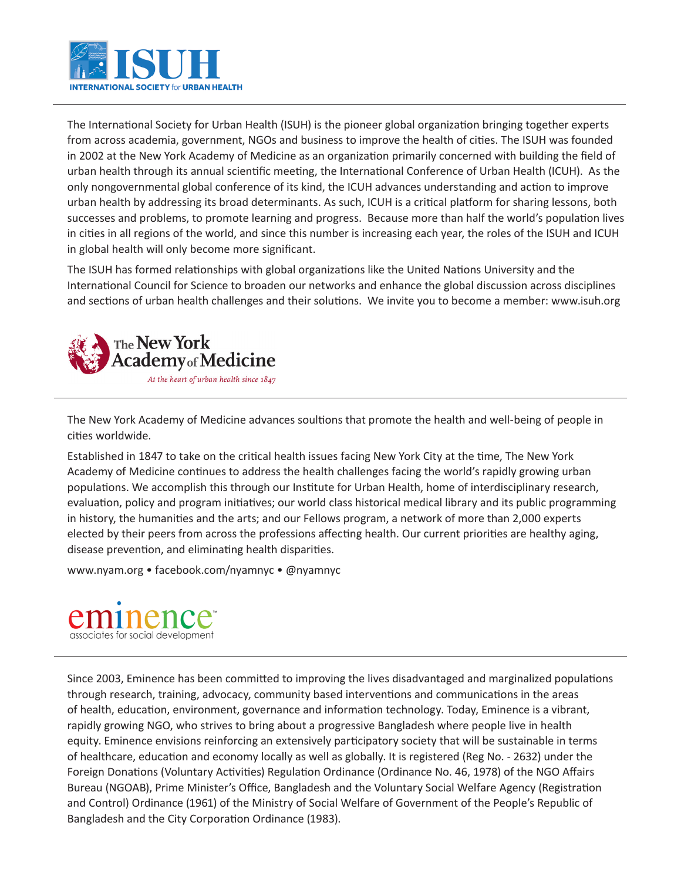# ISUH

INTERNATIONAL SOCIETY for URBAN HEALTH

The International Society for Urban Health (ISUH) is the pioneer global organization bringing together experts from across academia, government, NGOs and business to improve the health of cities. The ISUH was founded in 2002 at the New York Academy of Medicine as an organization primarily concerned with building the field of urban health through its annual scientific meeting, the International Conference of Urban Health (ICUH). As the only nongovernmental global conference of its kind, the ICUH advances understanding and action to improve urban health by addressing its broad determinants. As such, ICUH is a critical platform for sharing lessons, both successes and problems, to promote learning and progress. Because more than half the world's population lives in cities in all regions of the world, and since this number is increasing each year, the roles of the ISUH and ICUH in global health will only become more significant.

The ISUH has formed relationships with global organizations like the United Nations University and the International Council for Science to broaden our networks and enhance the global discussion across disciplines and sections of urban health challenges and their solutions. We invite you to become a member: www.isuh.org

# The New York Academy of Medicine

*At the heart of urban health since 1847*

The New York Academy of Medicine advances soultions that promote the health and well-being of people in cities worldwide.

Established in 1847 to take on the critical health issues facing New York City at the time, The New York Academy of Medicine continues to address the health challenges facing the world's rapidly growing urban populations. We accomplish this through our Institute for Urban Health, home of interdisciplinary research, evaluation, policy and program initiatives; our world class historical medical library and its public programming in history, the humanities and the arts; and our Fellows program, a network of more than 2,000 experts elected by their peers from across the professions affecting health. Our current priorities are healthy aging, disease prevention, and eliminating health disparities.

www.nyam.org • facebook.com/nyamnyc • @nyamnyc

# eminence™

associates for social development

Since 2003, Eminence has been committed to improving the lives disadvantaged and marginalized populations through research, training, advocacy, community based interventions and communications in the areas of health, education, environment, governance and information technology. Today, Eminence is a vibrant, rapidly growing NGO, who strives to bring about a progressive Bangladesh where people live in health equity. Eminence envisions reinforcing an extensively participatory society that will be sustainable in terms of healthcare, education and economy locally as well as globally. It is registered (Reg No. - 2632) under the Foreign Donations (Voluntary Activities) Regulation Ordinance (Ordinance No. 46, 1978) of the NGO Affairs Bureau (NGOAB), Prime Minister's Office, Bangladesh and the Voluntary Social Welfare Agency (Registration and Control) Ordinance (1961) of the Ministry of Social Welfare of Government of the People's Republic of Bangladesh and the City Corporation Ordinance (1983).